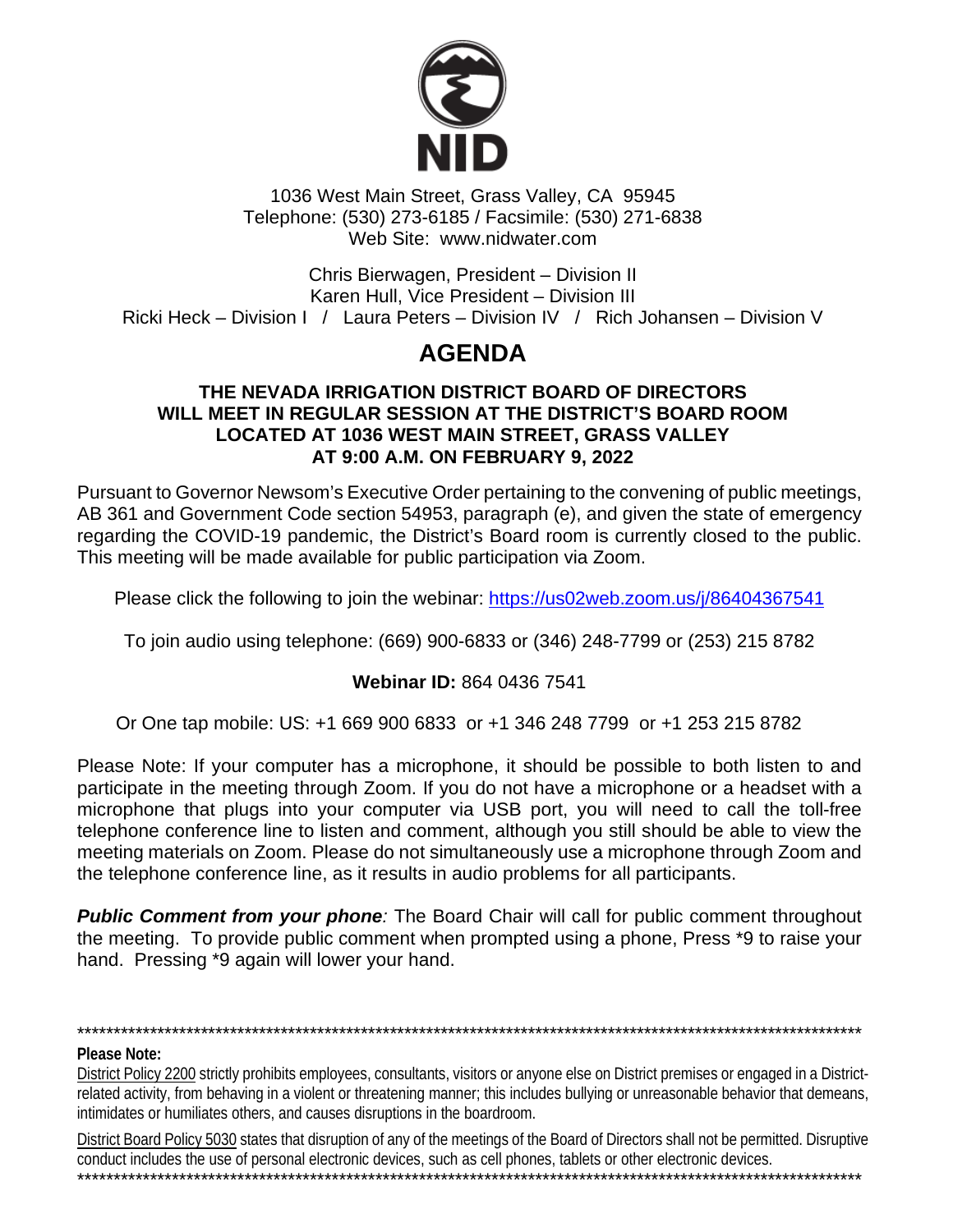NID

1036 West Main Street, Grass Valley, CA 95945
Telephone: (530) 273-6185 / Facsimile: (530) 271-6838
Web Site: www.nidwater.com

Chris Bierwagen, President – Division II
Karen Hull, Vice President – Division III
Ricki Heck – Division I / Laura Peters – Division IV / Rich Johansen – Division V

# AGENDA

**THE NEVADA IRRIGATION DISTRICT BOARD OF DIRECTORS WILL MEET IN REGULAR SESSION AT THE DISTRICT'S BOARD ROOM LOCATED AT 1036 WEST MAIN STREET, GRASS VALLEY AT 9:00 A.M. ON FEBRUARY 9, 2022**

Pursuant to Governor Newsom's Executive Order pertaining to the convening of public meetings, AB 361 and Government Code section 54953, paragraph (e), and given the state of emergency regarding the COVID-19 pandemic, the District's Board room is currently closed to the public. This meeting will be made available for public participation via Zoom.

Please click the following to join the webinar: https://us02web.zoom.us/j/86404367541

To join audio using telephone: (669) 900-6833 or (346) 248-7799 or (253) 215 8782

**Webinar ID:** 864 0436 7541

Or One tap mobile: US: +1 669 900 6833 or +1 346 248 7799 or +1 253 215 8782

Please Note: If your computer has a microphone, it should be possible to both listen to and participate in the meeting through Zoom. If you do not have a microphone or a headset with a microphone that plugs into your computer via USB port, you will need to call the toll-free telephone conference line to listen and comment, although you still should be able to view the meeting materials on Zoom. Please do not simultaneously use a microphone through Zoom and the telephone conference line, as it results in audio problems for all participants.

***Public Comment from your phone****:* The Board Chair will call for public comment throughout the meeting. To provide public comment when prompted using a phone, Press *9 to raise your hand. Pressing *9 again will lower your hand.

---

**Please Note:**

District Policy 2200 strictly prohibits employees, consultants, visitors or anyone else on District premises or engaged in a District-related activity, from behaving in a violent or threatening manner; this includes bullying or unreasonable behavior that demeans, intimidates or humiliates others, and causes disruptions in the boardroom.

District Board Policy 5030 states that disruption of any of the meetings of the Board of Directors shall not be permitted. Disruptive conduct includes the use of personal electronic devices, such as cell phones, tablets or other electronic devices.

---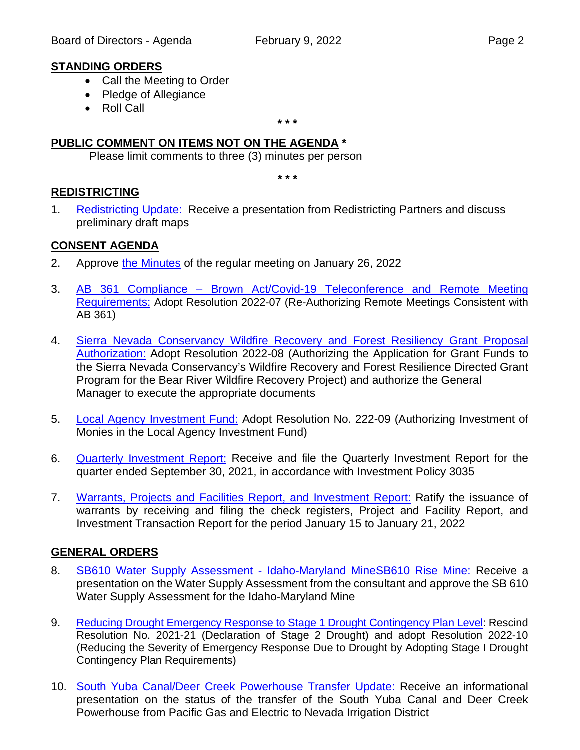**STANDING ORDERS**

- Call the Meeting to Order
- Pledge of Allegiance
- Roll Call

\* \* \*

**PUBLIC COMMENT ON ITEMS NOT ON THE AGENDA \***

Please limit comments to three (3) minutes per person

\* \* \*

**REDISTRICTING**

1. Redistricting Update: Receive a presentation from Redistricting Partners and discuss preliminary draft maps

**CONSENT AGENDA**

2. Approve the Minutes of the regular meeting on January 26, 2022

3. AB 361 Compliance – Brown Act/Covid-19 Teleconference and Remote Meeting Requirements: Adopt Resolution 2022-07 (Re-Authorizing Remote Meetings Consistent with AB 361)

4. Sierra Nevada Conservancy Wildfire Recovery and Forest Resiliency Grant Proposal Authorization: Adopt Resolution 2022-08 (Authorizing the Application for Grant Funds to the Sierra Nevada Conservancy's Wildfire Recovery and Forest Resilience Directed Grant Program for the Bear River Wildfire Recovery Project) and authorize the General Manager to execute the appropriate documents

5. Local Agency Investment Fund: Adopt Resolution No. 222-09 (Authorizing Investment of Monies in the Local Agency Investment Fund)

6. Quarterly Investment Report: Receive and file the Quarterly Investment Report for the quarter ended September 30, 2021, in accordance with Investment Policy 3035

7. Warrants, Projects and Facilities Report, and Investment Report: Ratify the issuance of warrants by receiving and filing the check registers, Project and Facility Report, and Investment Transaction Report for the period January 15 to January 21, 2022

**GENERAL ORDERS**

8. SB610 Water Supply Assessment - Idaho-Maryland MineSB610 Rise Mine: Receive a presentation on the Water Supply Assessment from the consultant and approve the SB 610 Water Supply Assessment for the Idaho-Maryland Mine

9. Reducing Drought Emergency Response to Stage 1 Drought Contingency Plan Level: Rescind Resolution No. 2021-21 (Declaration of Stage 2 Drought) and adopt Resolution 2022-10 (Reducing the Severity of Emergency Response Due to Drought by Adopting Stage I Drought Contingency Plan Requirements)

10. South Yuba Canal/Deer Creek Powerhouse Transfer Update: Receive an informational presentation on the status of the transfer of the South Yuba Canal and Deer Creek Powerhouse from Pacific Gas and Electric to Nevada Irrigation District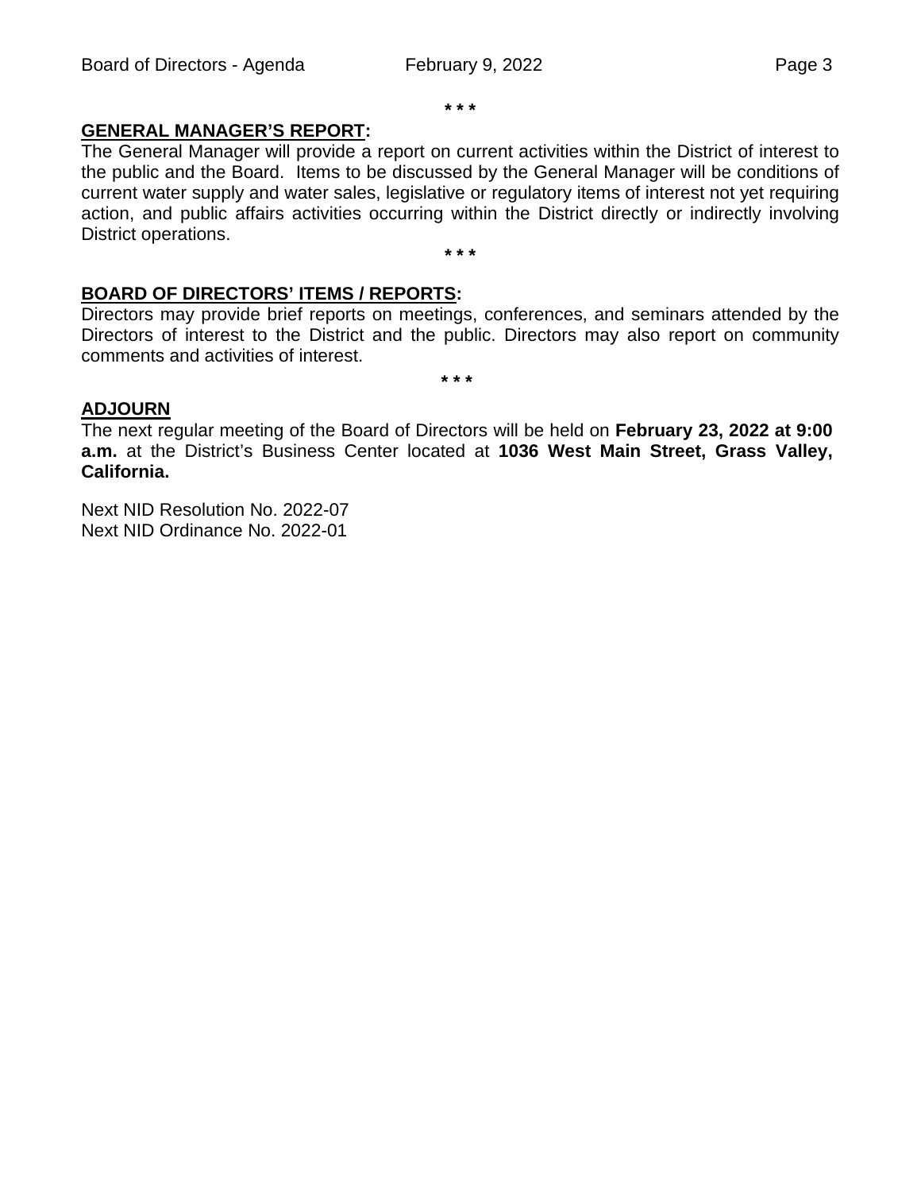\* \* \*

**GENERAL MANAGER'S REPORT:**

The General Manager will provide a report on current activities within the District of interest to the public and the Board. Items to be discussed by the General Manager will be conditions of current water supply and water sales, legislative or regulatory items of interest not yet requiring action, and public affairs activities occurring within the District directly or indirectly involving District operations.

\* \* \*

**BOARD OF DIRECTORS' ITEMS / REPORTS:**

Directors may provide brief reports on meetings, conferences, and seminars attended by the Directors of interest to the District and the public. Directors may also report on community comments and activities of interest.

\* \* \*

**ADJOURN**

The next regular meeting of the Board of Directors will be held on **February 23, 2022 at 9:00 a.m.** at the District's Business Center located at **1036 West Main Street, Grass Valley, California.**

Next NID Resolution No. 2022-07
Next NID Ordinance No. 2022-01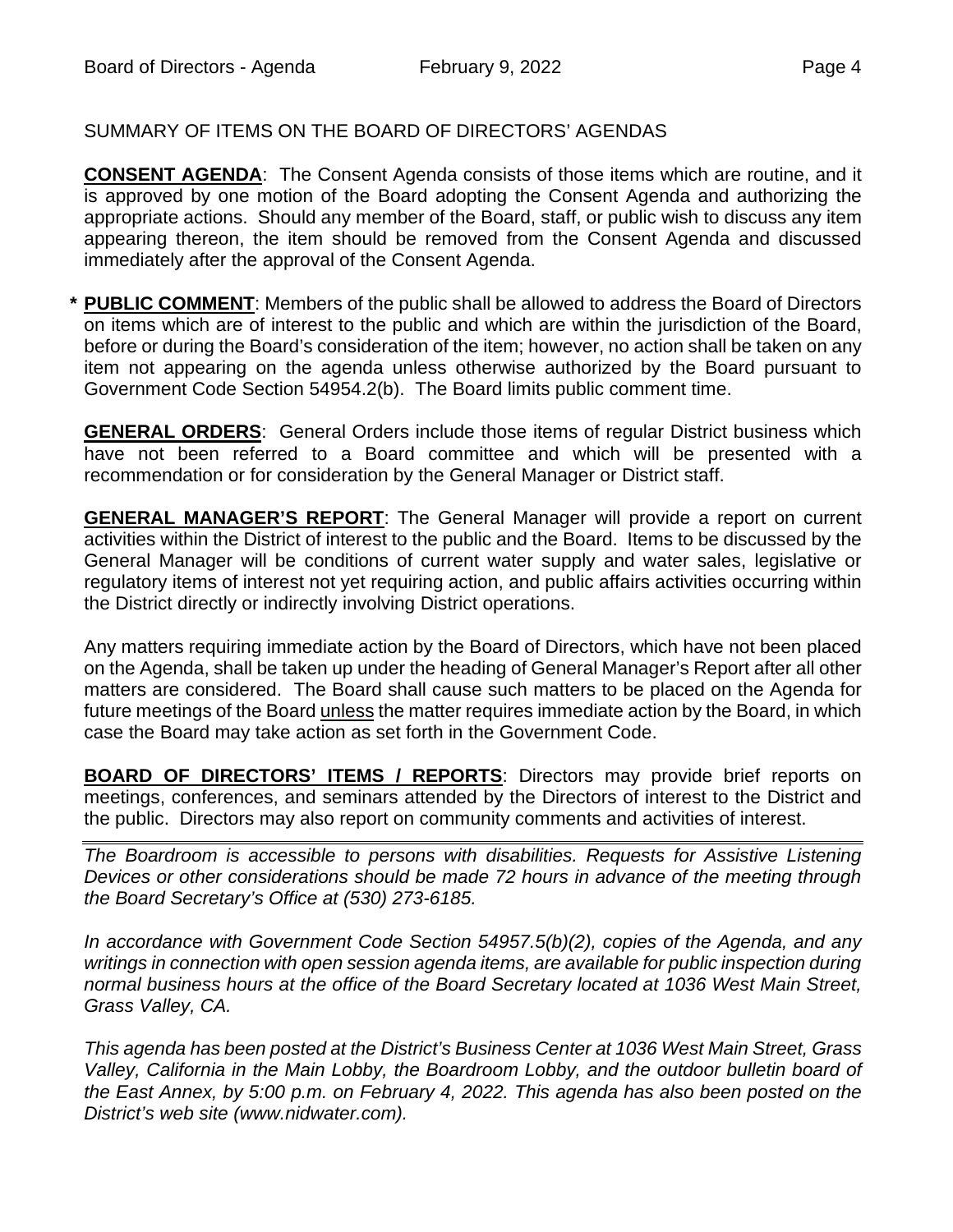SUMMARY OF ITEMS ON THE BOARD OF DIRECTORS' AGENDAS

**CONSENT AGENDA**: The Consent Agenda consists of those items which are routine, and it is approved by one motion of the Board adopting the Consent Agenda and authorizing the appropriate actions. Should any member of the Board, staff, or public wish to discuss any item appearing thereon, the item should be removed from the Consent Agenda and discussed immediately after the approval of the Consent Agenda.

***** **PUBLIC COMMENT**: Members of the public shall be allowed to address the Board of Directors on items which are of interest to the public and which are within the jurisdiction of the Board, before or during the Board's consideration of the item; however, no action shall be taken on any item not appearing on the agenda unless otherwise authorized by the Board pursuant to Government Code Section 54954.2(b). The Board limits public comment time.

**GENERAL ORDERS**: General Orders include those items of regular District business which have not been referred to a Board committee and which will be presented with a recommendation or for consideration by the General Manager or District staff.

**GENERAL MANAGER'S REPORT**: The General Manager will provide a report on current activities within the District of interest to the public and the Board. Items to be discussed by the General Manager will be conditions of current water supply and water sales, legislative or regulatory items of interest not yet requiring action, and public affairs activities occurring within the District directly or indirectly involving District operations.

Any matters requiring immediate action by the Board of Directors, which have not been placed on the Agenda, shall be taken up under the heading of General Manager's Report after all other matters are considered. The Board shall cause such matters to be placed on the Agenda for future meetings of the Board unless the matter requires immediate action by the Board, in which case the Board may take action as set forth in the Government Code.

**BOARD OF DIRECTORS' ITEMS / REPORTS**: Directors may provide brief reports on meetings, conferences, and seminars attended by the Directors of interest to the District and the public. Directors may also report on community comments and activities of interest.

---

*The Boardroom is accessible to persons with disabilities. Requests for Assistive Listening Devices or other considerations should be made 72 hours in advance of the meeting through the Board Secretary's Office at (530) 273-6185.*

*In accordance with Government Code Section 54957.5(b)(2), copies of the Agenda, and any writings in connection with open session agenda items, are available for public inspection during normal business hours at the office of the Board Secretary located at 1036 West Main Street, Grass Valley, CA.*

*This agenda has been posted at the District's Business Center at 1036 West Main Street, Grass Valley, California in the Main Lobby, the Boardroom Lobby, and the outdoor bulletin board of the East Annex, by 5:00 p.m. on February 4, 2022. This agenda has also been posted on the District's web site (www.nidwater.com).*